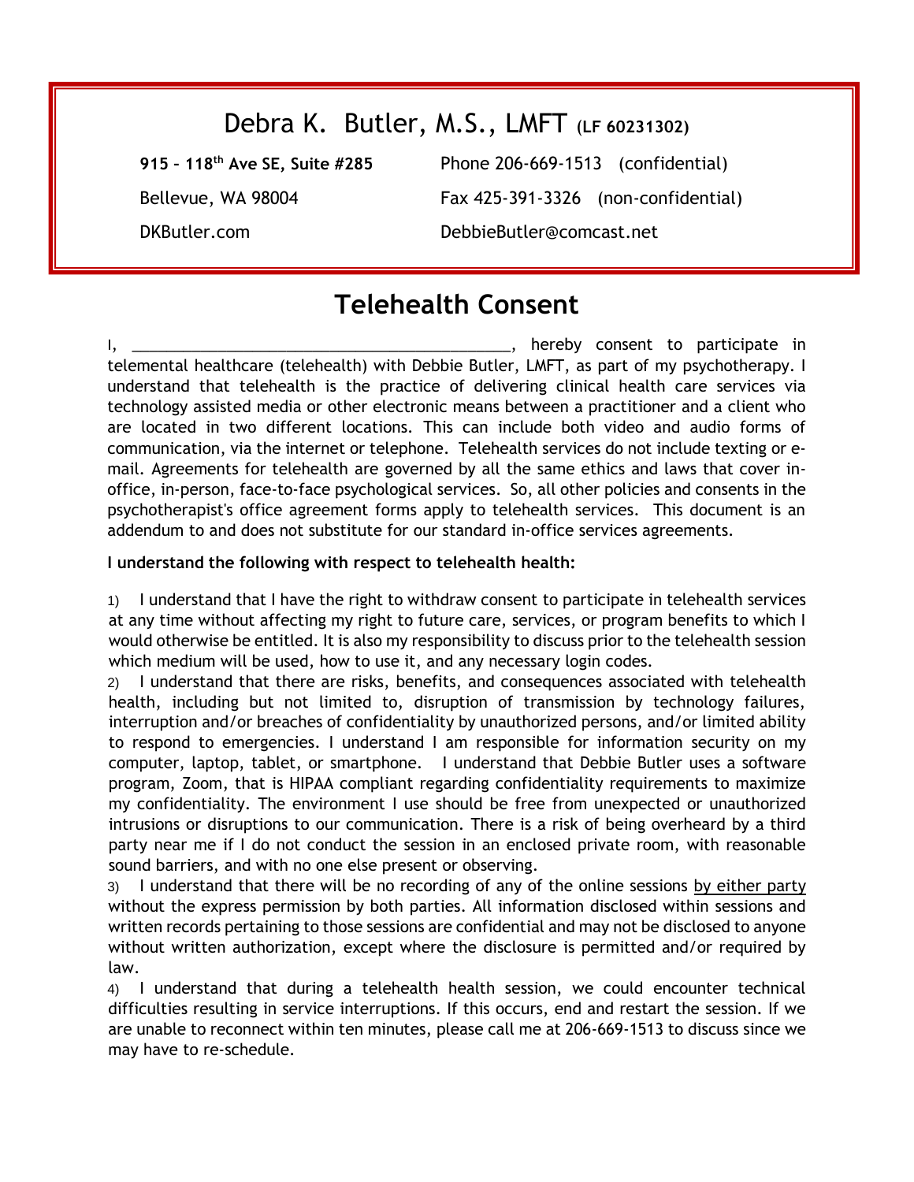# Debra K. Butler, M.S., LMFT (LF 60231302)

**915 – 118th Ave SE, Suite #285**
Bellevue, WA 98004
DKButler.com

Phone 206-669-1513 (confidential)
Fax 425-391-3326 (non-confidential)
DebbieButler@comcast.net

## Telehealth Consent

I, _____________________________________________, hereby consent to participate in telemental healthcare (telehealth) with Debbie Butler, LMFT, as part of my psychotherapy. I understand that telehealth is the practice of delivering clinical health care services via technology assisted media or other electronic means between a practitioner and a client who are located in two different locations. This can include both video and audio forms of communication, via the internet or telephone. Telehealth services do not include texting or e-mail. Agreements for telehealth are governed by all the same ethics and laws that cover in-office, in-person, face-to-face psychological services. So, all other policies and consents in the psychotherapist's office agreement forms apply to telehealth services. This document is an addendum to and does not substitute for our standard in-office services agreements.

**I understand the following with respect to telehealth health:**

1) I understand that I have the right to withdraw consent to participate in telehealth services at any time without affecting my right to future care, services, or program benefits to which I would otherwise be entitled. It is also my responsibility to discuss prior to the telehealth session which medium will be used, how to use it, and any necessary login codes.
2) I understand that there are risks, benefits, and consequences associated with telehealth health, including but not limited to, disruption of transmission by technology failures, interruption and/or breaches of confidentiality by unauthorized persons, and/or limited ability to respond to emergencies. I understand I am responsible for information security on my computer, laptop, tablet, or smartphone. I understand that Debbie Butler uses a software program, Zoom, that is HIPAA compliant regarding confidentiality requirements to maximize my confidentiality. The environment I use should be free from unexpected or unauthorized intrusions or disruptions to our communication. There is a risk of being overheard by a third party near me if I do not conduct the session in an enclosed private room, with reasonable sound barriers, and with no one else present or observing.
3) I understand that there will be no recording of any of the online sessions <u>by either party</u> without the express permission by both parties. All information disclosed within sessions and written records pertaining to those sessions are confidential and may not be disclosed to anyone without written authorization, except where the disclosure is permitted and/or required by law.
4) I understand that during a telehealth health session, we could encounter technical difficulties resulting in service interruptions. If this occurs, end and restart the session. If we are unable to reconnect within ten minutes, please call me at 206-669-1513 to discuss since we may have to re-schedule.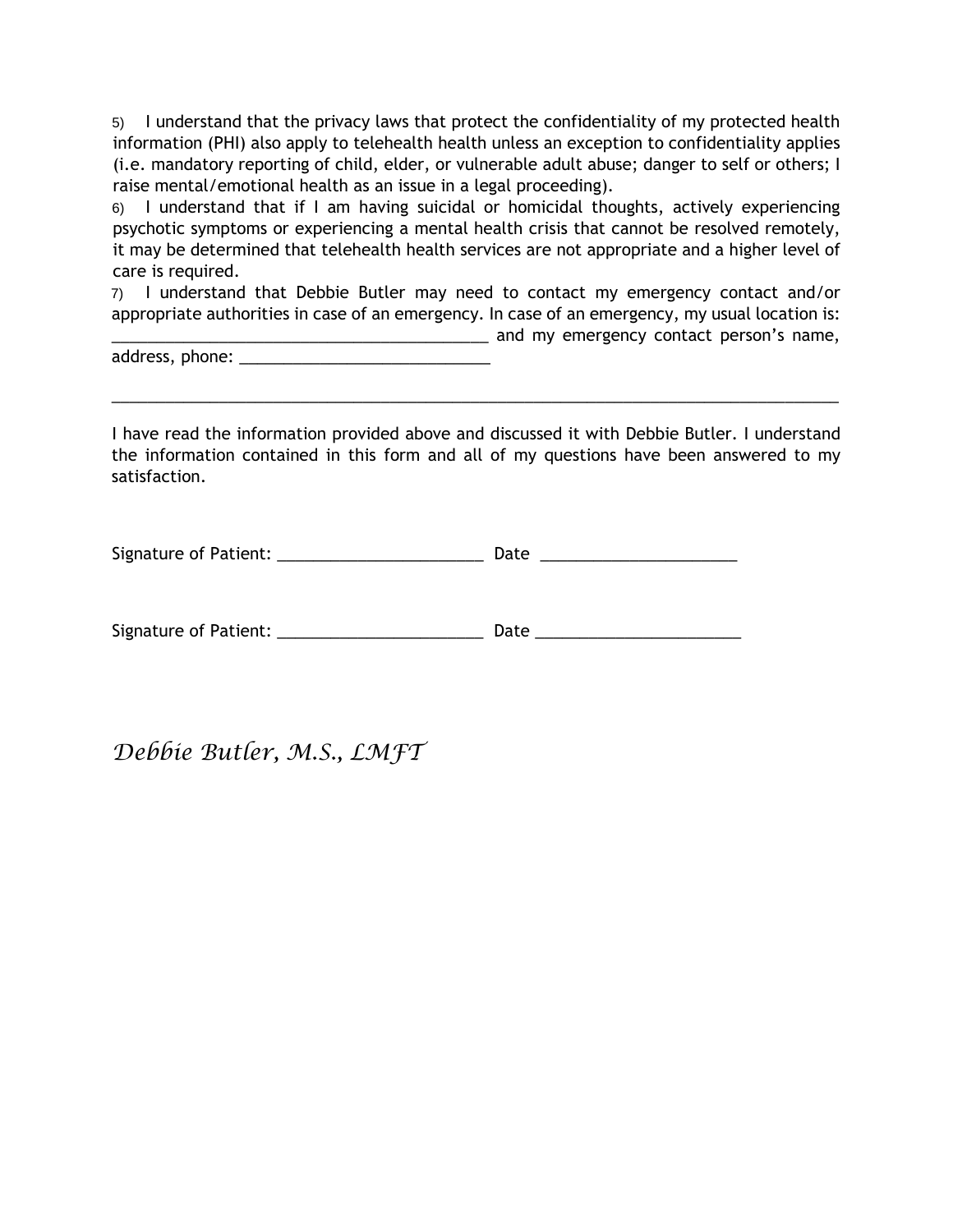5) I understand that the privacy laws that protect the confidentiality of my protected health information (PHI) also apply to telehealth health unless an exception to confidentiality applies (i.e. mandatory reporting of child, elder, or vulnerable adult abuse; danger to self or others; I raise mental/emotional health as an issue in a legal proceeding).

6) I understand that if I am having suicidal or homicidal thoughts, actively experiencing psychotic symptoms or experiencing a mental health crisis that cannot be resolved remotely, it may be determined that telehealth health services are not appropriate and a higher level of care is required.

7) I understand that Debbie Butler may need to contact my emergency contact and/or appropriate authorities in case of an emergency. In case of an emergency, my usual location is: ___________________________________________ and my emergency contact person's name, address, phone: ____________________________

___________________________________________________________________________________

I have read the information provided above and discussed it with Debbie Butler. I understand the information contained in this form and all of my questions have been answered to my satisfaction.

Signature of Patient: _______________________ Date _____________________

Signature of Patient: _______________________ Date ______________________

*Debbie Butler, M.S., LMFT*